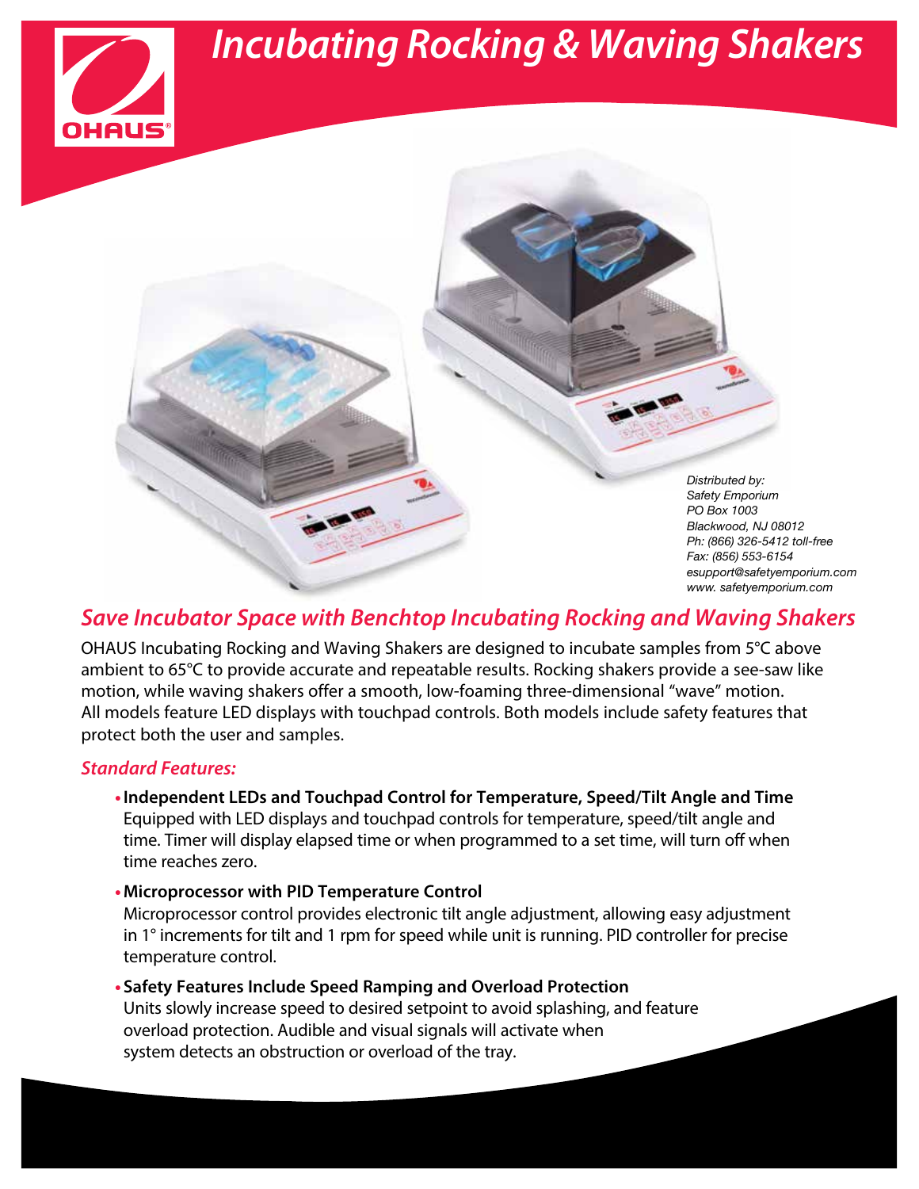OHAUS®

# Incubating Rocking & Waving Shakers

*Distributed by:*
*Safety Emporium*
*PO Box 1003*
*Blackwood, NJ 08012*
*Ph: (866) 326-5412 toll-free*
*Fax: (856) 553-6154*
*esupport@safetyemporium.com*
*www. safetyemporium.com*

## Save Incubator Space with Benchtop Incubating Rocking and Waving Shakers

OHAUS Incubating Rocking and Waving Shakers are designed to incubate samples from 5°C above ambient to 65°C to provide accurate and repeatable results. Rocking shakers provide a see-saw like motion, while waving shakers offer a smooth, low-foaming three-dimensional "wave" motion. All models feature LED displays with touchpad controls. Both models include safety features that protect both the user and samples.

### Standard Features:

- **Independent LEDs and Touchpad Control for Temperature, Speed/Tilt Angle and Time**
  Equipped with LED displays and touchpad controls for temperature, speed/tilt angle and time. Timer will display elapsed time or when programmed to a set time, will turn off when time reaches zero.

- **Microprocessor with PID Temperature Control**
  Microprocessor control provides electronic tilt angle adjustment, allowing easy adjustment in 1° increments for tilt and 1 rpm for speed while unit is running. PID controller for precise temperature control.

- **Safety Features Include Speed Ramping and Overload Protection**
  Units slowly increase speed to desired setpoint to avoid splashing, and feature overload protection. Audible and visual signals will activate when system detects an obstruction or overload of the tray.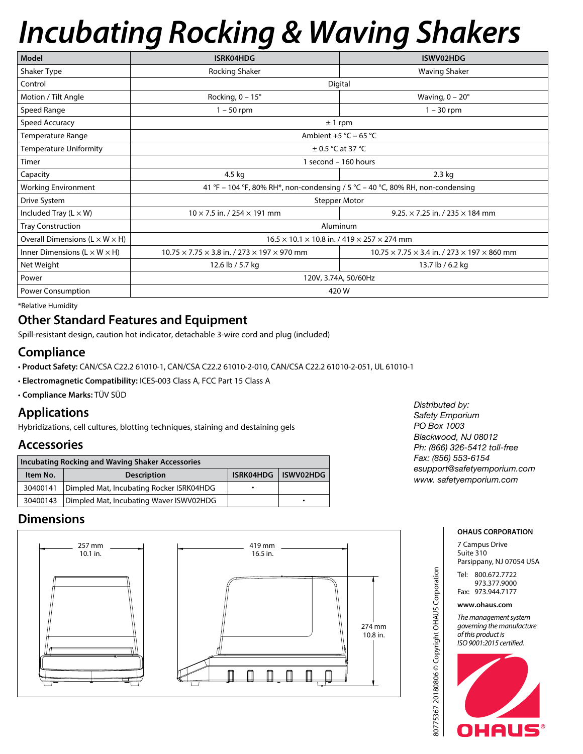# Incubating Rocking & Waving Shakers

| Model | ISRK04HDG | ISWV02HDG |
|---|---|---|
| Shaker Type | Rocking Shaker | Waving Shaker |
| Control | Digital | |
| Motion / Tilt Angle | Rocking, 0 – 15° | Waving, 0 – 20° |
| Speed Range | 1 – 50 rpm | 1 – 30 rpm |
| Speed Accuracy | ± 1 rpm | |
| Temperature Range | Ambient +5 °C – 65 °C | |
| Temperature Uniformity | ± 0.5 °C at 37 °C | |
| Timer | 1 second – 160 hours | |
| Capacity | 4.5 kg | 2.3 kg |
| Working Environment | 41 °F – 104 °F, 80% RH*, non-condensing / 5 °C – 40 °C, 80% RH, non-condensing | |
| Drive System | Stepper Motor | |
| Included Tray (L × W) | 10 × 7.5 in. / 254 × 191 mm | 9.25. × 7.25 in. / 235 × 184 mm |
| Tray Construction | Aluminum | |
| Overall Dimensions (L × W × H) | 16.5 × 10.1 × 10.8 in. / 419 × 257 × 274 mm | |
| Inner Dimensions (L × W × H) | 10.75 × 7.75 × 3.8 in. / 273 × 197 × 970 mm | 10.75 × 7.75 × 3.4 in. / 273 × 197 × 860 mm |
| Net Weight | 12.6 lb / 5.7 kg | 13.7 lb / 6.2 kg |
| Power | 120V, 3.74A, 50/60Hz | |
| Power Consumption | 420 W | |

*Relative Humidity

## Other Standard Features and Equipment

Spill-resistant design, caution hot indicator, detachable 3-wire cord and plug (included)

## Compliance

- **Product Safety:** CAN/CSA C22.2 61010-1, CAN/CSA C22.2 61010-2-010, CAN/CSA C22.2 61010-2-051, UL 61010-1
- **Electromagnetic Compatibility:** ICES-003 Class A, FCC Part 15 Class A
- **Compliance Marks:** TÜV SÜD

## Applications

Hybridizations, cell cultures, blotting techniques, staining and destaining gels

## Accessories

| Incubating Rocking and Waving Shaker Accessories | | | |
|---|---|---|---|
| Item No. | Description | ISRK04HDG | ISWV02HDG |
| 30400141 | Dimpled Mat, Incubating Rocker ISRK04HDG | • | |
| 30400143 | Dimpled Mat, Incubating Waver ISWV02HDG | | • |

*Distributed by:*
*Safety Emporium*
*PO Box 1003*
*Blackwood, NJ 08012*
*Ph: (866) 326-5412 toll-free*
*Fax: (856) 553-6154*
*esupport@safetyemporium.com*
*www. safetyemporium.com*

## Dimensions

257 mm
10.1 in.

419 mm
16.5 in.

274 mm
10.8 in.

**OHAUS CORPORATION**

7 Campus Drive
Suite 310
Parsippany, NJ 07054 USA

Tel: 800.672.7722
973.377.9000
Fax: 973.944.7177

**www.ohaus.com**

*The management system governing the manufacture of this product is ISO 9001:2015 certified.*

80775367 20180806 © Copyright OHAUS Corporation

OHAUS®